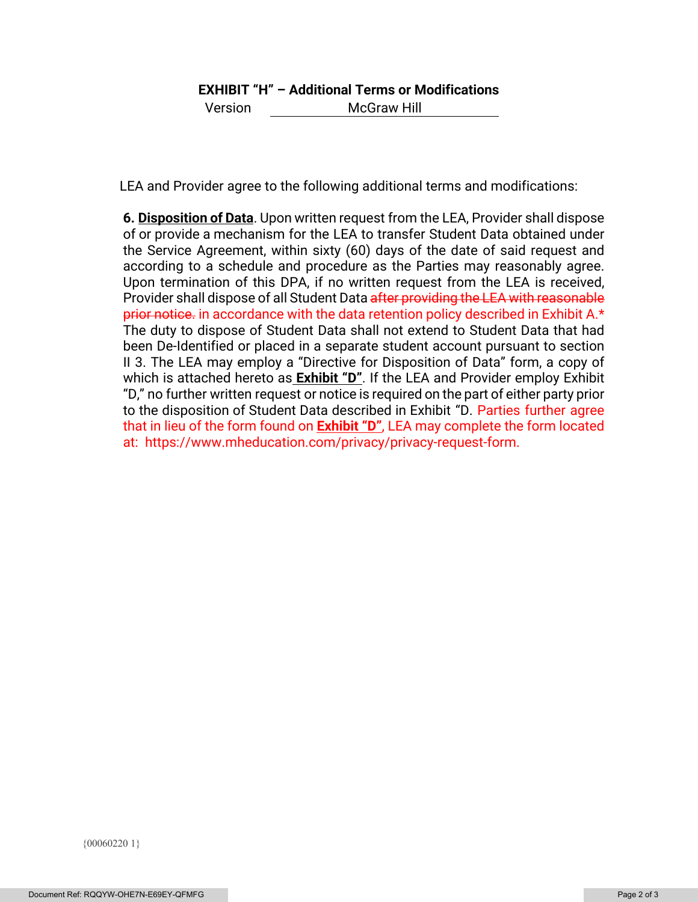# EXHIBIT "H" – Additional Terms or Modifications

Version McGraw Hill

LEA and Provider agree to the following additional terms and modifications:

**6. Disposition of Data**. Upon written request from the LEA, Provider shall dispose of or provide a mechanism for the LEA to transfer Student Data obtained under the Service Agreement, within sixty (60) days of the date of said request and according to a schedule and procedure as the Parties may reasonably agree. Upon termination of this DPA, if no written request from the LEA is received, Provider shall dispose of all Student Data ~~after providing the LEA with reasonable prior notice.~~ in accordance with the data retention policy described in Exhibit A.* The duty to dispose of Student Data shall not extend to Student Data that had been De-Identified or placed in a separate student account pursuant to section II 3. The LEA may employ a "Directive for Disposition of Data" form, a copy of which is attached hereto as **Exhibit "D"**. If the LEA and Provider employ Exhibit "D," no further written request or notice is required on the part of either party prior to the disposition of Student Data described in Exhibit "D. Parties further agree that in lieu of the form found on **Exhibit "D"**, LEA may complete the form located at: https://www.mheducation.com/privacy/privacy-request-form.

{00060220 1}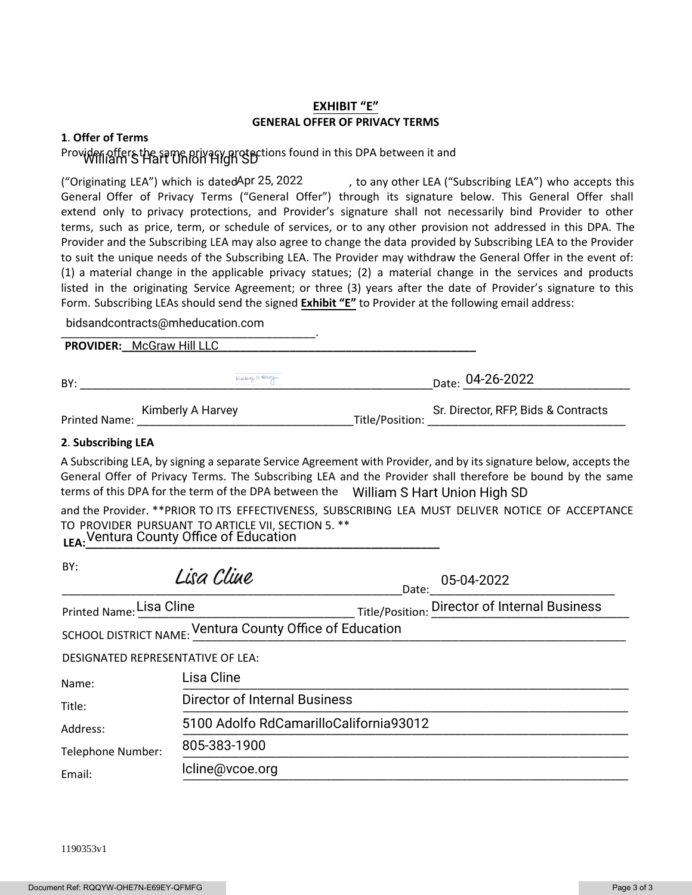# EXHIBIT "E"

## GENERAL OFFER OF PRIVACY TERMS

**1**. **Offer of Terms**

Provider offers the same privacy protections found in this DPA between it and William S Hart Union High SD ("Originating LEA") which is dated Apr 25, 2022, to any other LEA ("Subscribing LEA") who accepts this General Offer of Privacy Terms ("General Offer") through its signature below. This General Offer shall extend only to privacy protections, and Provider's signature shall not necessarily bind Provider to other terms, such as price, term, or schedule of services, or to any other provision not addressed in this DPA. The Provider and the Subscribing LEA may also agree to change the data provided by Subscribing LEA to the Provider to suit the unique needs of the Subscribing LEA. The Provider may withdraw the General Offer in the event of: (1) a material change in the applicable privacy statues; (2) a material change in the services and products listed in the originating Service Agreement; or three (3) years after the date of Provider's signature to this Form. Subscribing LEAs should send the signed **Exhibit "E"** to Provider at the following email address:

bidsandcontracts@mheducation.com.

**PROVIDER:** McGraw Hill LLC

BY: Kimberly A Harvey Date: 04-26-2022

Printed Name: Kimberly A Harvey Title/Position: Sr. Director, RFP, Bids & Contracts

**2**. **Subscribing LEA**

A Subscribing LEA, by signing a separate Service Agreement with Provider, and by its signature below, accepts the General Offer of Privacy Terms. The Subscribing LEA and the Provider shall therefore be bound by the same terms of this DPA for the term of the DPA between the William S Hart Union High SD and the Provider. **PRIOR TO ITS EFFECTIVENESS, SUBSCRIBING LEA MUST DELIVER NOTICE OF ACCEPTANCE TO PROVIDER PURSUANT TO ARTICLE VII, SECTION 5. **

**LEA:** Ventura County Office of Education

BY: Lisa Cline Date: 05-04-2022

Printed Name: Lisa Cline Title/Position: Director of Internal Business

SCHOOL DISTRICT NAME: Ventura County Office of Education

DESIGNATED REPRESENTATIVE OF LEA:

| | |
|---|---|
| Name: | Lisa Cline |
| Title: | Director of Internal Business |
| Address: | 5100 Adolfo RdCamarilloCalifornia93012 |
| Telephone Number: | 805-383-1900 |
| Email: | lcline@vcoe.org |

1190353v1

Document Ref: RQQYW-OHE7N-E69EY-QFMFG